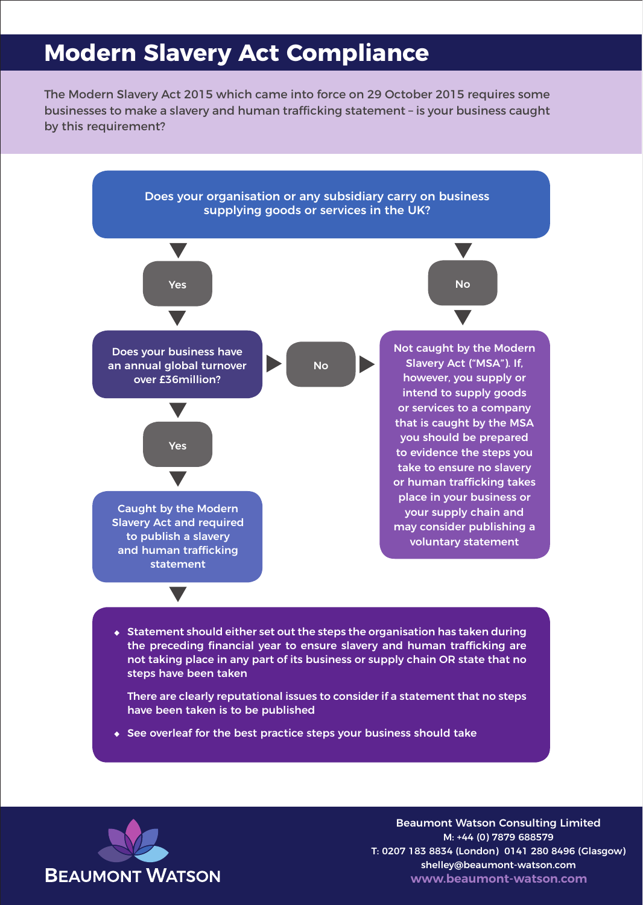# Modern Slavery Act Compliance

The Modern Slavery Act 2015 which came into force on 29 October 2015 requires some businesses to make a slavery and human trafficking statement – is your business caught by this requirement?

**Does your organisation or any subsidiary carry on business supplying goods or services in the UK?**

- **Yes** → **Does your business have an annual global turnover over £36million?**
  - **Yes** → **Caught by the Modern Slavery Act and required to publish a slavery and human trafficking statement**
  - **No** → see below
- **No** → **Not caught by the Modern Slavery Act ("MSA"). If, however, you supply or intend to supply goods or services to a company that is caught by the MSA you should be prepared to evidence the steps you take to ensure no slavery or human trafficking takes place in your business or your supply chain and may consider publishing a voluntary statement**

- Statement should either set out the steps the organisation has taken during the preceding financial year to ensure slavery and human trafficking are not taking place in any part of its business or supply chain OR state that no steps have been taken

  There are clearly reputational issues to consider if a statement that no steps have been taken is to be published

- See overleaf for the best practice steps your business should take

BEAUMONT WATSON

Beaumont Watson Consulting Limited
M: +44 (0) 7879 688579
T: 0207 183 8834 (London) 0141 280 8496 (Glasgow)
shelley@beaumont-watson.com
www.beaumont-watson.com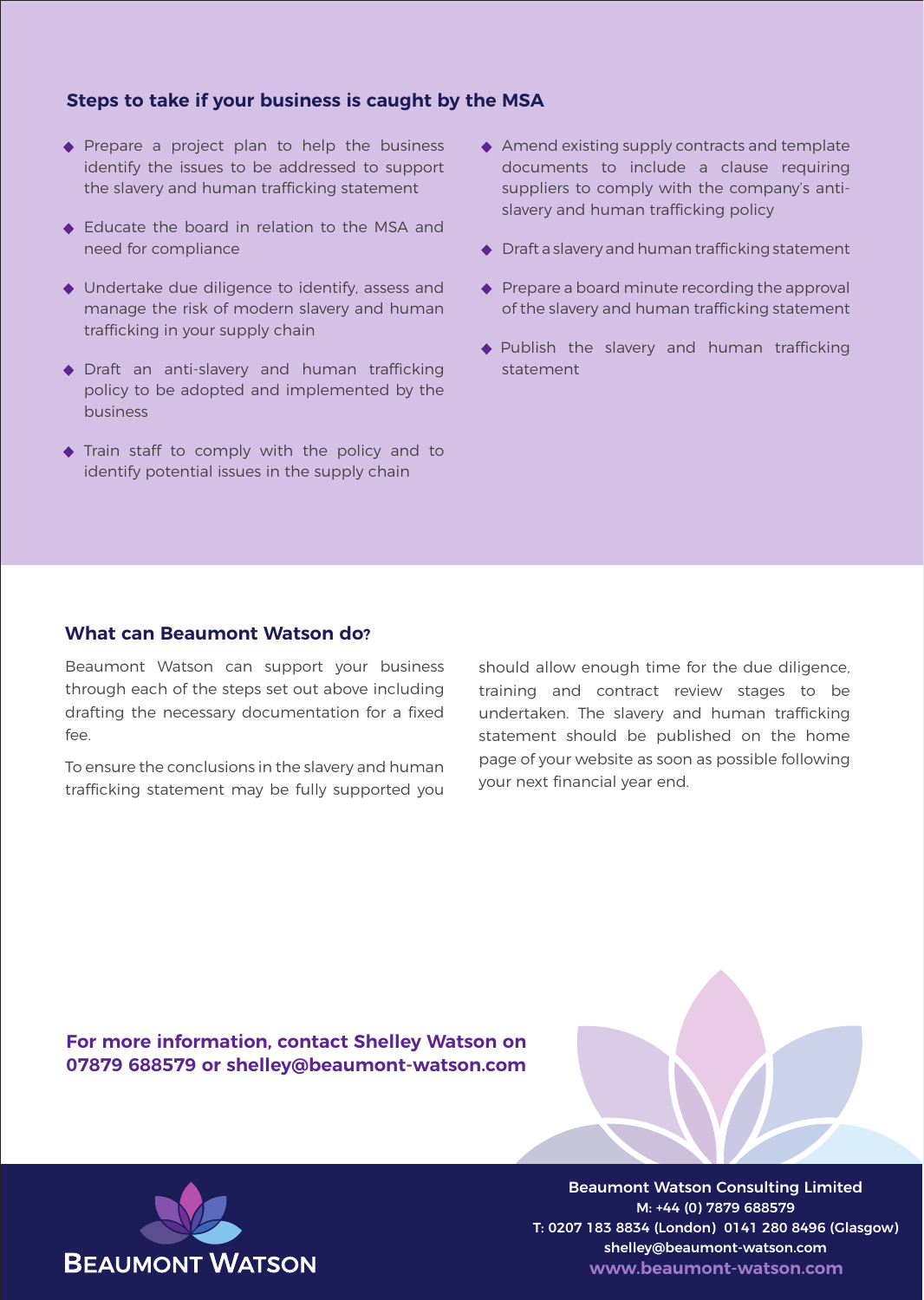## Steps to take if your business is caught by the MSA

- Prepare a project plan to help the business identify the issues to be addressed to support the slavery and human trafficking statement
- Educate the board in relation to the MSA and need for compliance
- Undertake due diligence to identify, assess and manage the risk of modern slavery and human trafficking in your supply chain
- Draft an anti-slavery and human trafficking policy to be adopted and implemented by the business
- Train staff to comply with the policy and to identify potential issues in the supply chain
- Amend existing supply contracts and template documents to include a clause requiring suppliers to comply with the company's anti-slavery and human trafficking policy
- Draft a slavery and human trafficking statement
- Prepare a board minute recording the approval of the slavery and human trafficking statement
- Publish the slavery and human trafficking statement

## What can Beaumont Watson do?

Beaumont Watson can support your business through each of the steps set out above including drafting the necessary documentation for a fixed fee.

To ensure the conclusions in the slavery and human trafficking statement may be fully supported you should allow enough time for the due diligence, training and contract review stages to be undertaken. The slavery and human trafficking statement should be published on the home page of your website as soon as possible following your next financial year end.

**For more information, contact Shelley Watson on 07879 688579 or shelley@beaumont-watson.com**

BEAUMONT WATSON

**Beaumont Watson Consulting Limited**
M: +44 (0) 7879 688579
T: 0207 183 8834 (London) 0141 280 8496 (Glasgow)
shelley@beaumont-watson.com
www.beaumont-watson.com